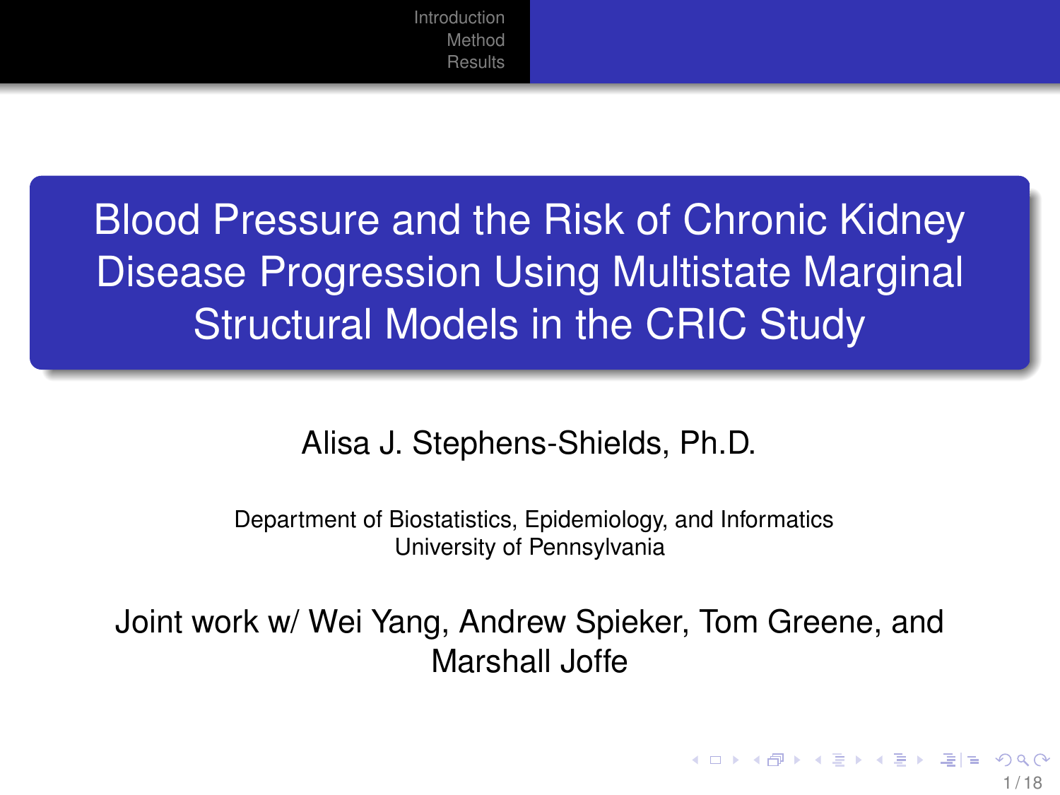# Blood Pressure and the Risk of Chronic Kidney Disease Progression Using Multistate Marginal Structural Models in the CRIC Study

Alisa J. Stephens-Shields, Ph.D.

Department of Biostatistics, Epidemiology, and Informatics
University of Pennsylvania

Joint work w/ Wei Yang, Andrew Spieker, Tom Greene, and Marshall Joffe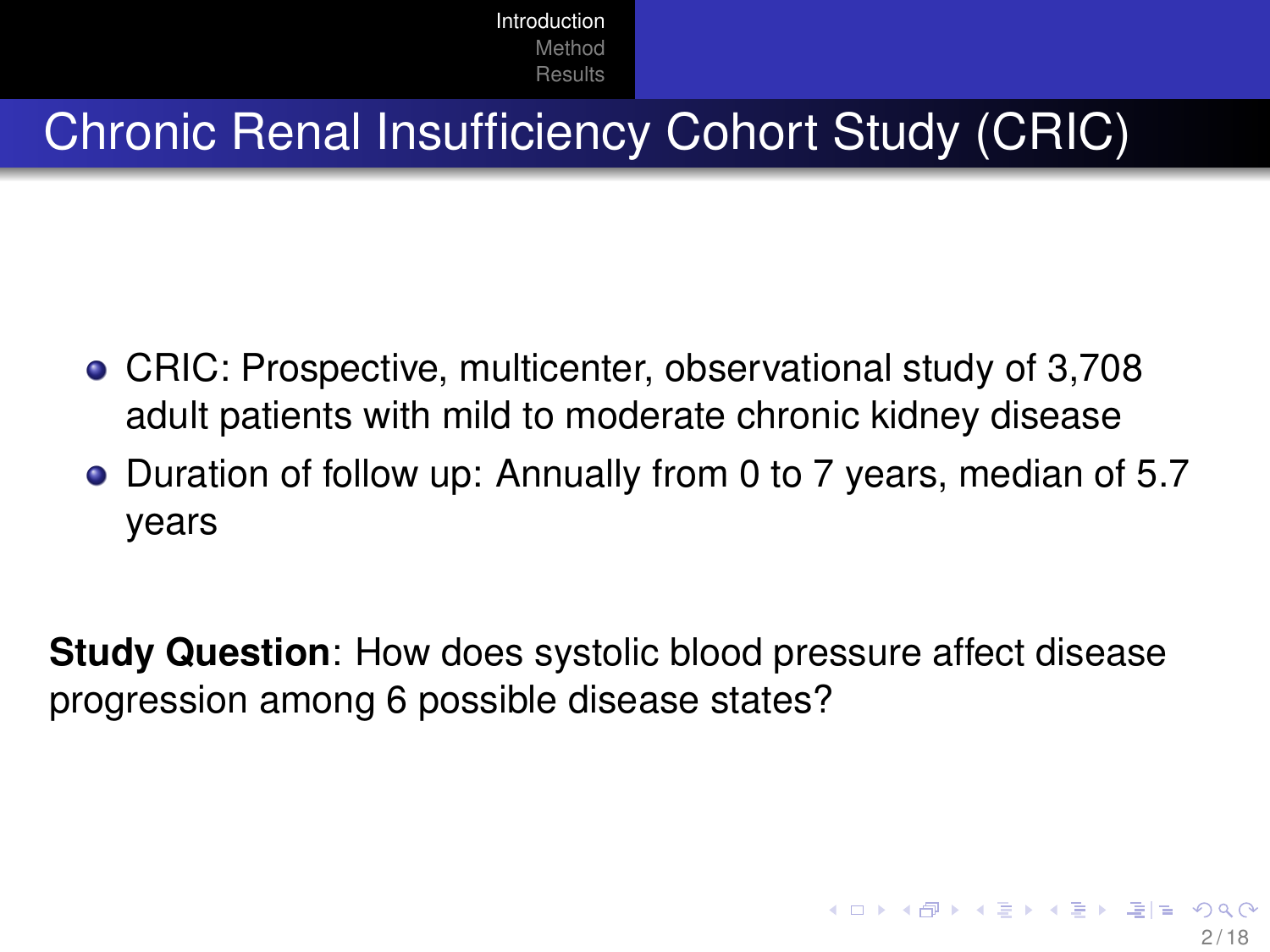# Chronic Renal Insufficiency Cohort Study (CRIC)

- CRIC: Prospective, multicenter, observational study of 3,708 adult patients with mild to moderate chronic kidney disease
- Duration of follow up: Annually from 0 to 7 years, median of 5.7 years

**Study Question**: How does systolic blood pressure affect disease progression among 6 possible disease states?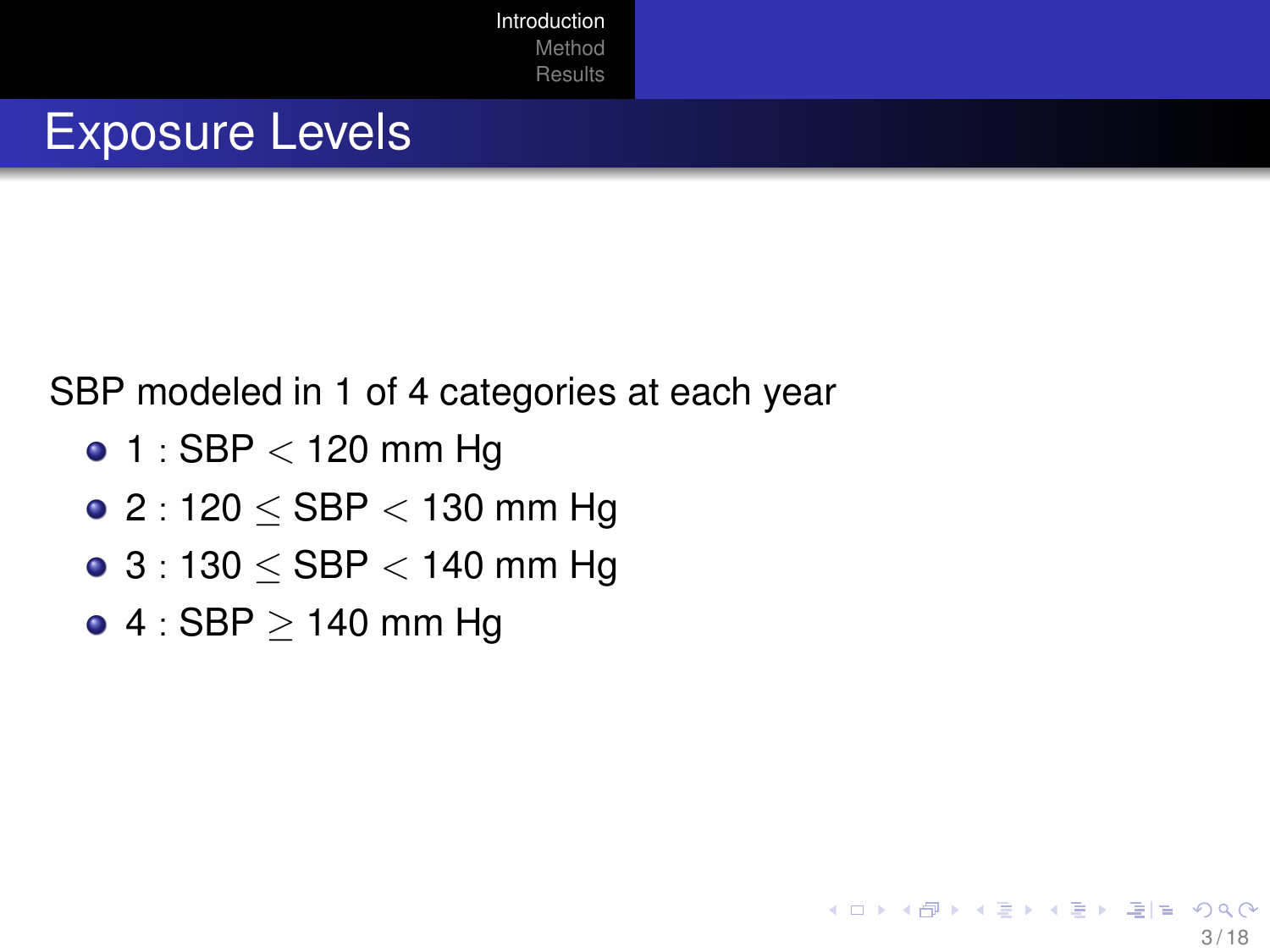# Exposure Levels

SBP modeled in 1 of 4 categories at each year

- $1 : \text{SBP} < 120$ mm Hg
- $2 : 120 \leq \text{SBP} < 130$ mm Hg
- $3 : 130 \leq \text{SBP} < 140$ mm Hg
- $4 : \text{SBP} \geq 140$ mm Hg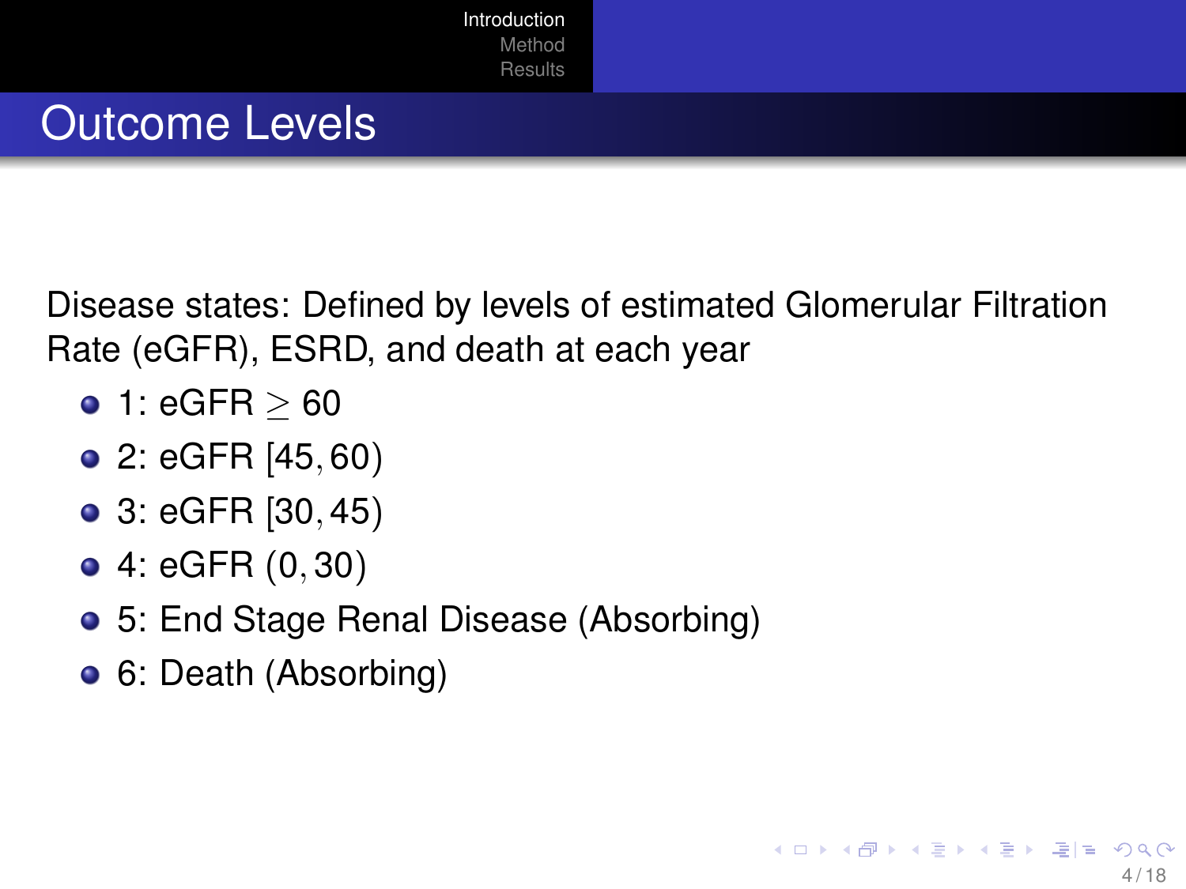# Outcome Levels

Disease states: Defined by levels of estimated Glomerular Filtration Rate (eGFR), ESRD, and death at each year

- 1: eGFR $\geq 60$
- 2: eGFR $[45, 60)$
- 3: eGFR $[30, 45)$
- 4: eGFR $(0, 30)$
- 5: End Stage Renal Disease (Absorbing)
- 6: Death (Absorbing)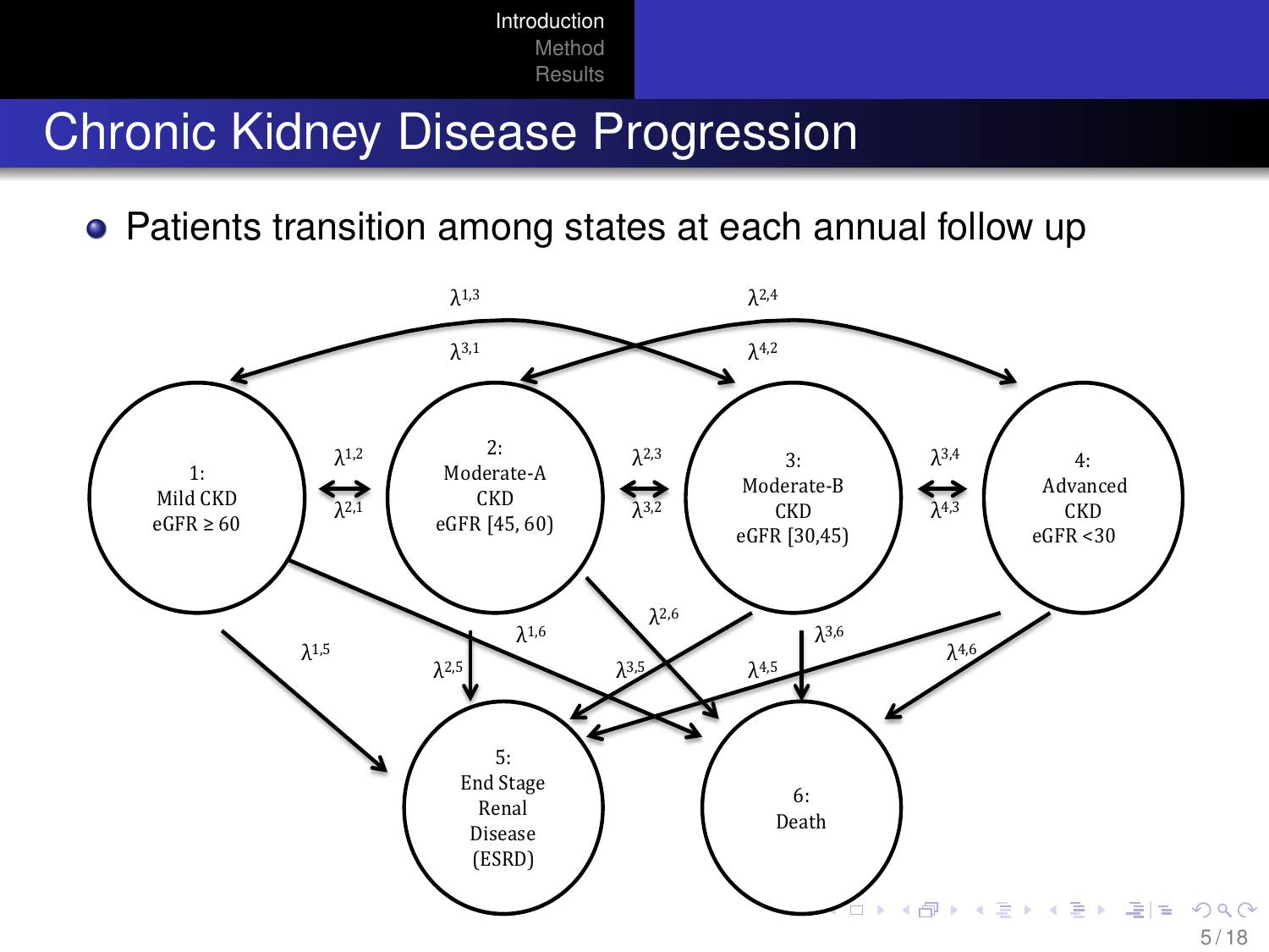# Chronic Kidney Disease Progression

- Patients transition among states at each annual follow up

1: Mild CKD eGFR ≥ 60

2: Moderate-A CKD eGFR [45, 60)

3: Moderate-B CKD eGFR [30,45)

4: Advanced CKD eGFR <30

5: End Stage Renal Disease (ESRD)

6: Death

$\lambda^{1,2}$ $\lambda^{2,1}$ $\lambda^{2,3}$ $\lambda^{3,2}$ $\lambda^{3,4}$ $\lambda^{4,3}$ $\lambda^{1,3}$ $\lambda^{3,1}$ $\lambda^{2,4}$ $\lambda^{4,2}$ $\lambda^{1,5}$ $\lambda^{2,5}$ $\lambda^{3,5}$ $\lambda^{4,5}$ $\lambda^{1,6}$ $\lambda^{2,6}$ $\lambda^{3,6}$ $\lambda^{4,6}$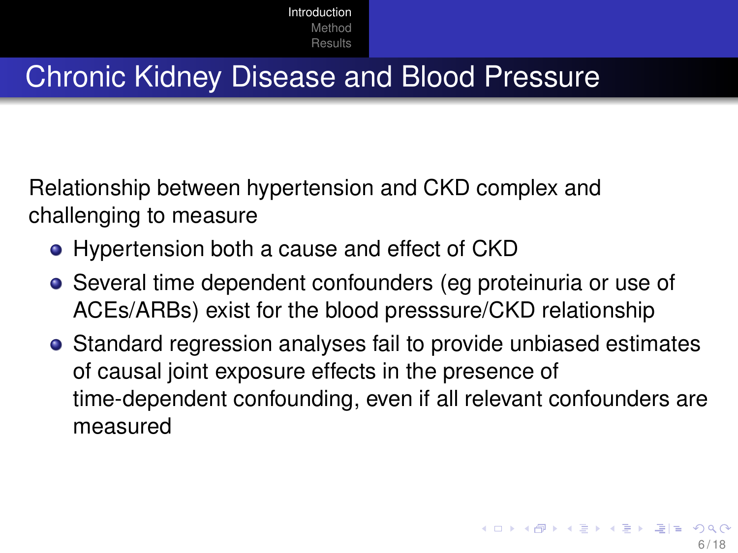## Chronic Kidney Disease and Blood Pressure

Relationship between hypertension and CKD complex and challenging to measure

- Hypertension both a cause and effect of CKD
- Several time dependent confounders (eg proteinuria or use of ACEs/ARBs) exist for the blood presssure/CKD relationship
- Standard regression analyses fail to provide unbiased estimates of causal joint exposure effects in the presence of time-dependent confounding, even if all relevant confounders are measured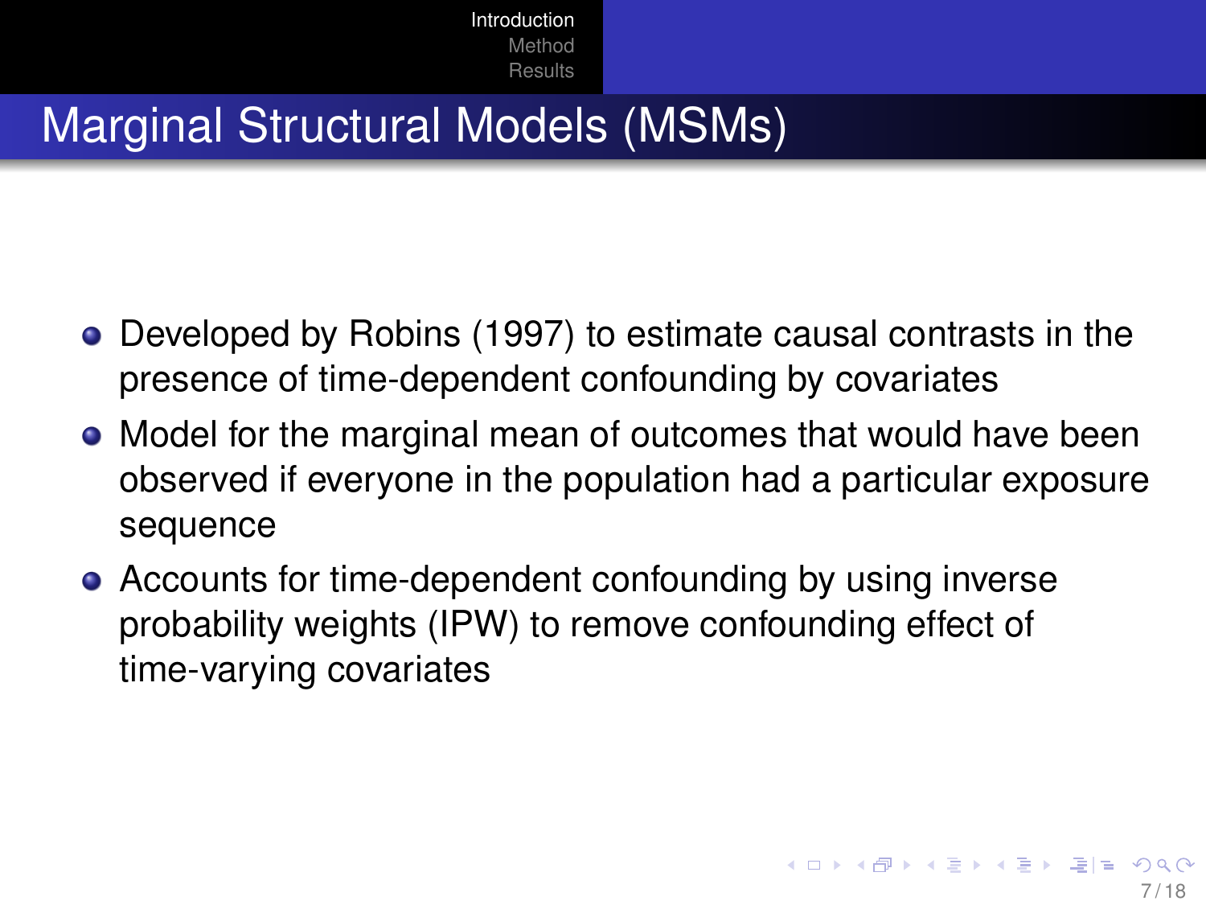# Marginal Structural Models (MSMs)

- Developed by Robins (1997) to estimate causal contrasts in the presence of time-dependent confounding by covariates
- Model for the marginal mean of outcomes that would have been observed if everyone in the population had a particular exposure sequence
- Accounts for time-dependent confounding by using inverse probability weights (IPW) to remove confounding effect of time-varying covariates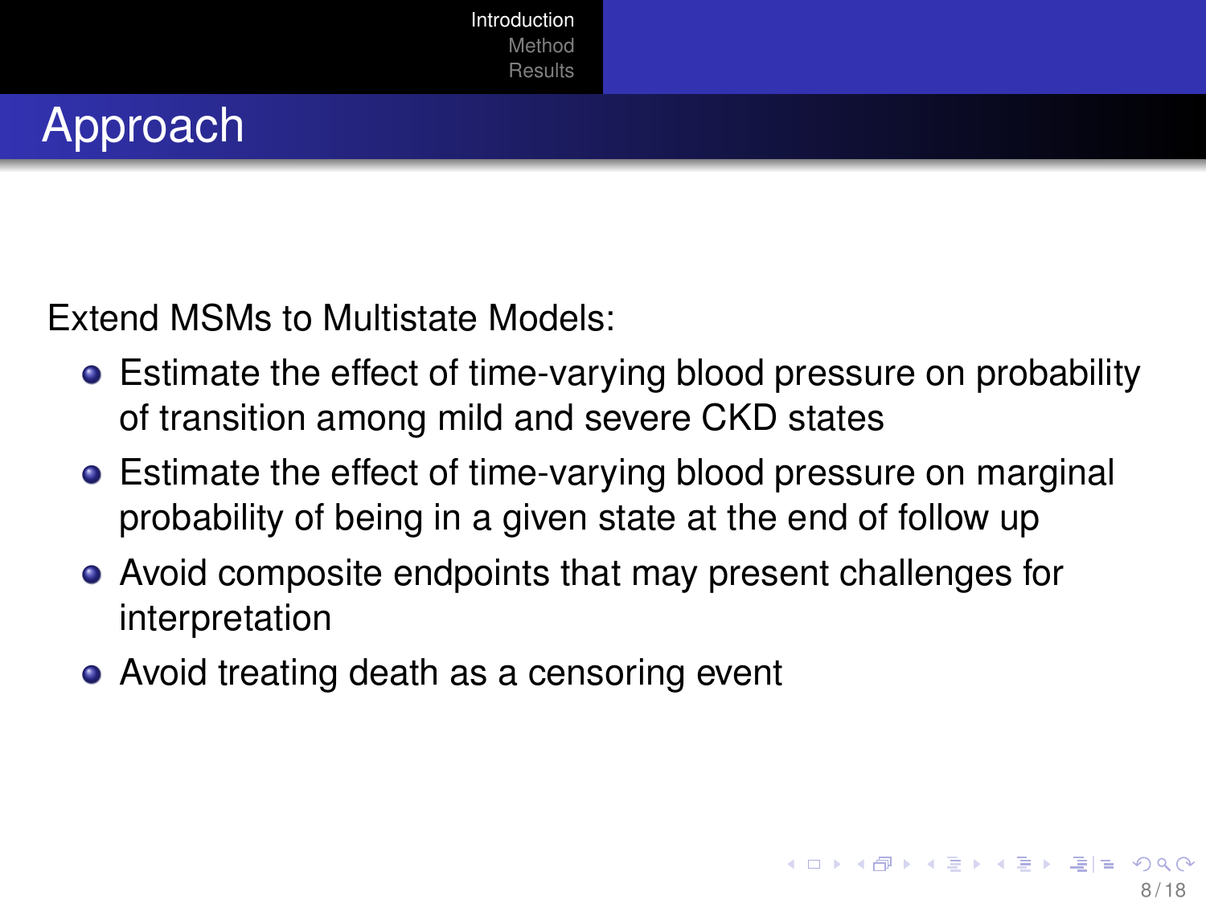## Approach

Extend MSMs to Multistate Models:

- Estimate the effect of time-varying blood pressure on probability of transition among mild and severe CKD states
- Estimate the effect of time-varying blood pressure on marginal probability of being in a given state at the end of follow up
- Avoid composite endpoints that may present challenges for interpretation
- Avoid treating death as a censoring event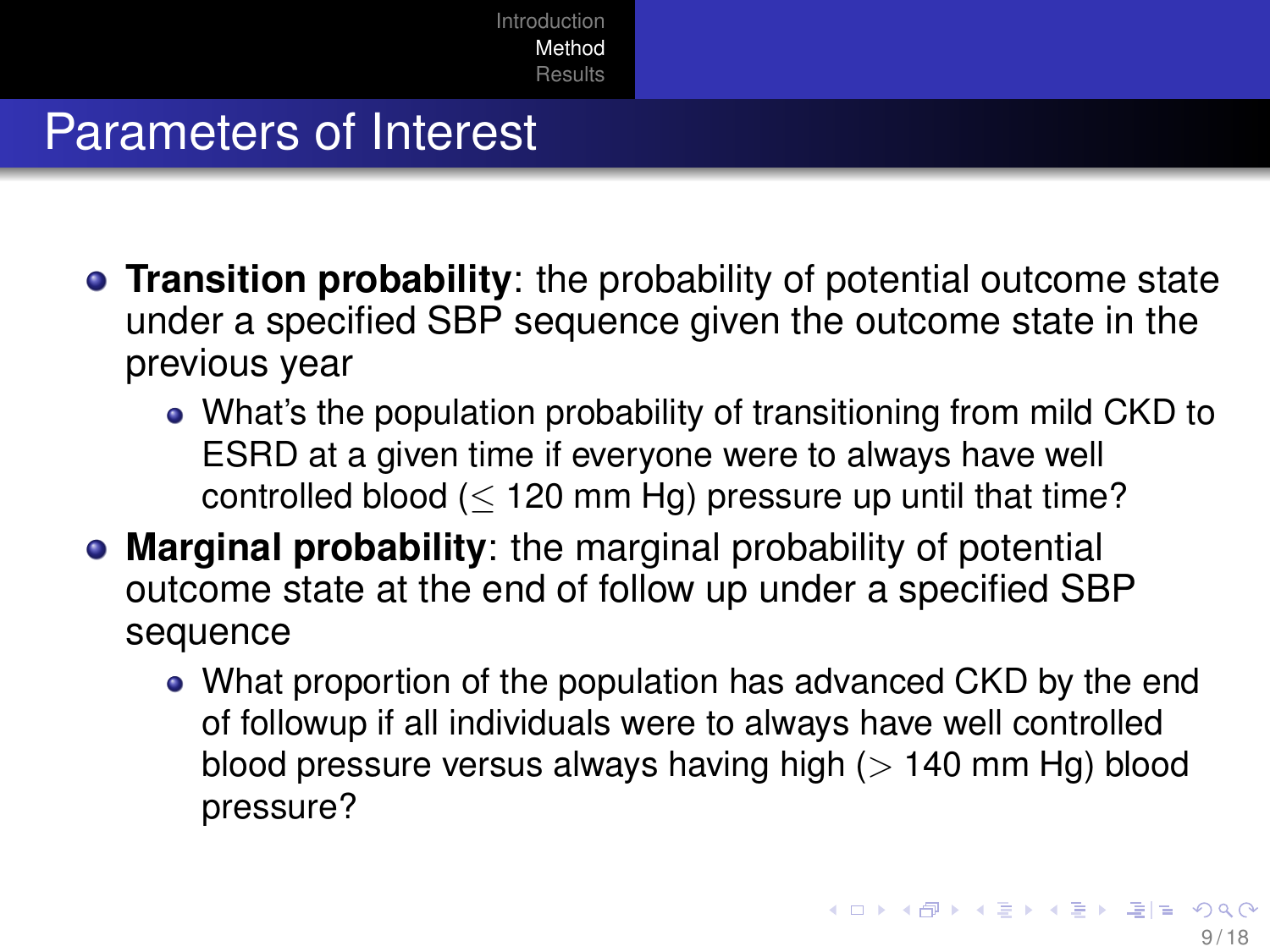## Parameters of Interest

- **Transition probability**: the probability of potential outcome state under a specified SBP sequence given the outcome state in the previous year
  - What's the population probability of transitioning from mild CKD to ESRD at a given time if everyone were to always have well controlled blood ($\leq$ 120 mm Hg) pressure up until that time?
- **Marginal probability**: the marginal probability of potential outcome state at the end of follow up under a specified SBP sequence
  - What proportion of the population has advanced CKD by the end of followup if all individuals were to always have well controlled blood pressure versus always having high ($>$ 140 mm Hg) blood pressure?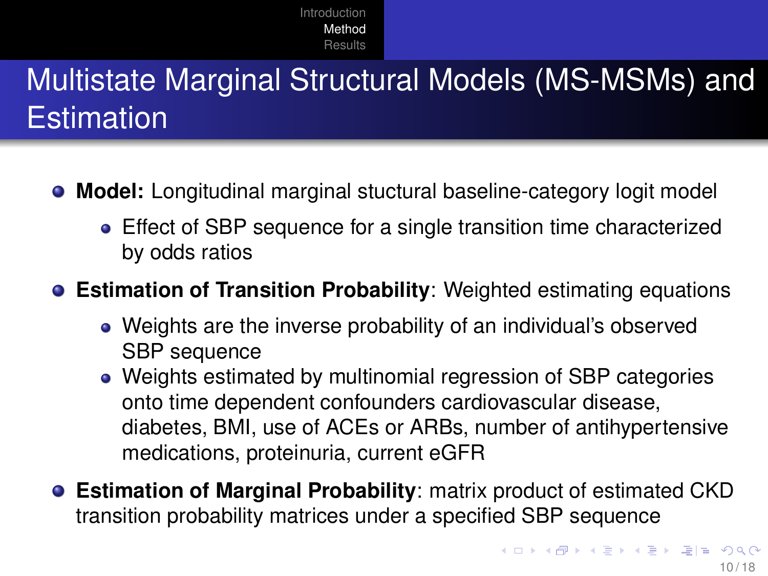# Multistate Marginal Structural Models (MS-MSMs) and Estimation

- **Model:** Longitudinal marginal stuctural baseline-category logit model
  - Effect of SBP sequence for a single transition time characterized by odds ratios
- **Estimation of Transition Probability**: Weighted estimating equations
  - Weights are the inverse probability of an individual's observed SBP sequence
  - Weights estimated by multinomial regression of SBP categories onto time dependent confounders cardiovascular disease, diabetes, BMI, use of ACEs or ARBs, number of antihypertensive medications, proteinuria, current eGFR
- **Estimation of Marginal Probability**: matrix product of estimated CKD transition probability matrices under a specified SBP sequence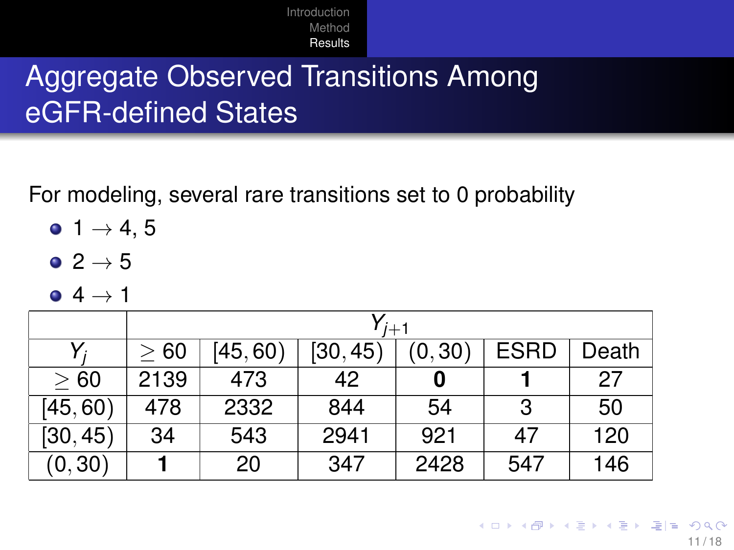# Aggregate Observed Transitions Among eGFR-defined States

For modeling, several rare transitions set to 0 probability

- 1 → 4, 5
- 2 → 5
- 4 → 1

| | $Y_{j+1}$ | | | | | |
|---|---|---|---|---|---|---|
| $Y_j$ | $\geq 60$ | $[45, 60)$ | $[30, 45)$ | $(0, 30)$ | ESRD | Death |
| $\geq 60$ | 2139 | 473 | 42 | **0** | **1** | 27 |
| $[45, 60)$ | 478 | 2332 | 844 | 54 | 3 | 50 |
| $[30, 45)$ | 34 | 543 | 2941 | 921 | 47 | 120 |
| $(0, 30)$ | **1** | 20 | 347 | 2428 | 547 | 146 |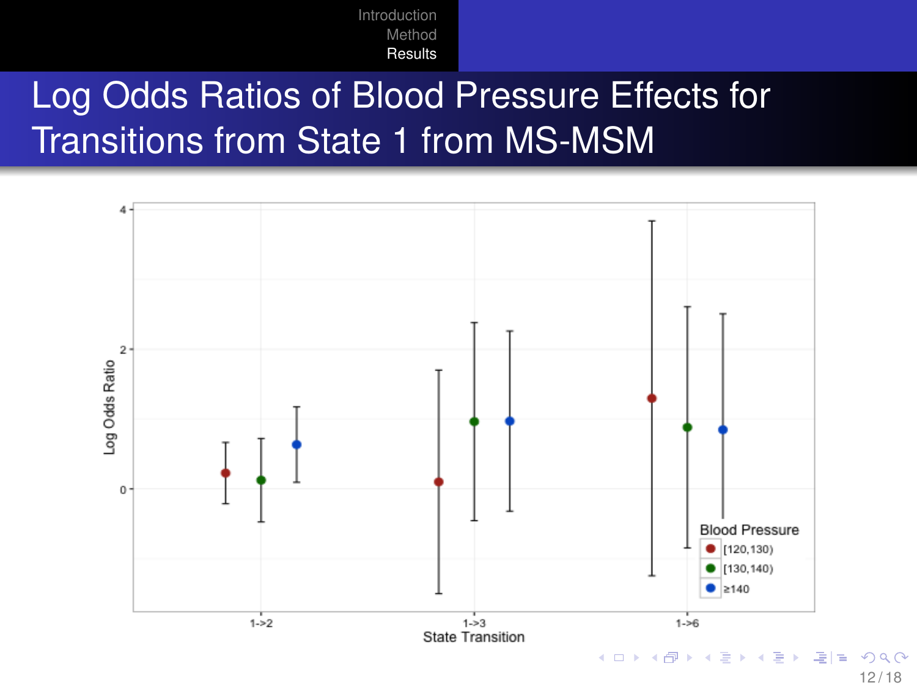# Log Odds Ratios of Blood Pressure Effects for Transitions from State 1 from MS-MSM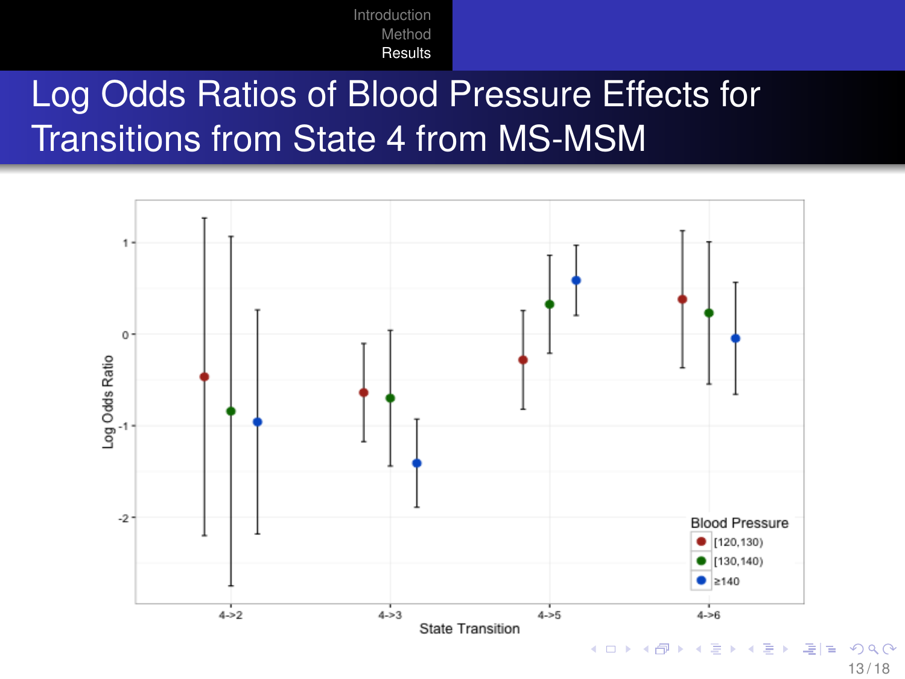# Log Odds Ratios of Blood Pressure Effects for Transitions from State 4 from MS-MSM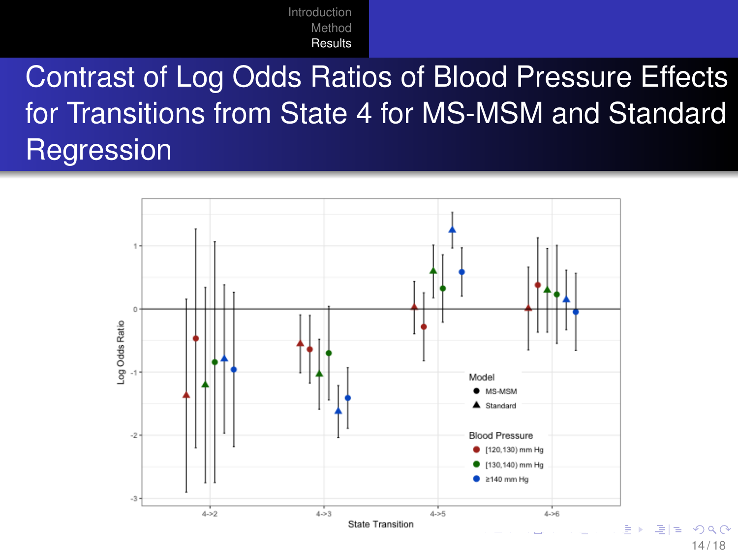# Contrast of Log Odds Ratios of Blood Pressure Effects for Transitions from State 4 for MS-MSM and Standard Regression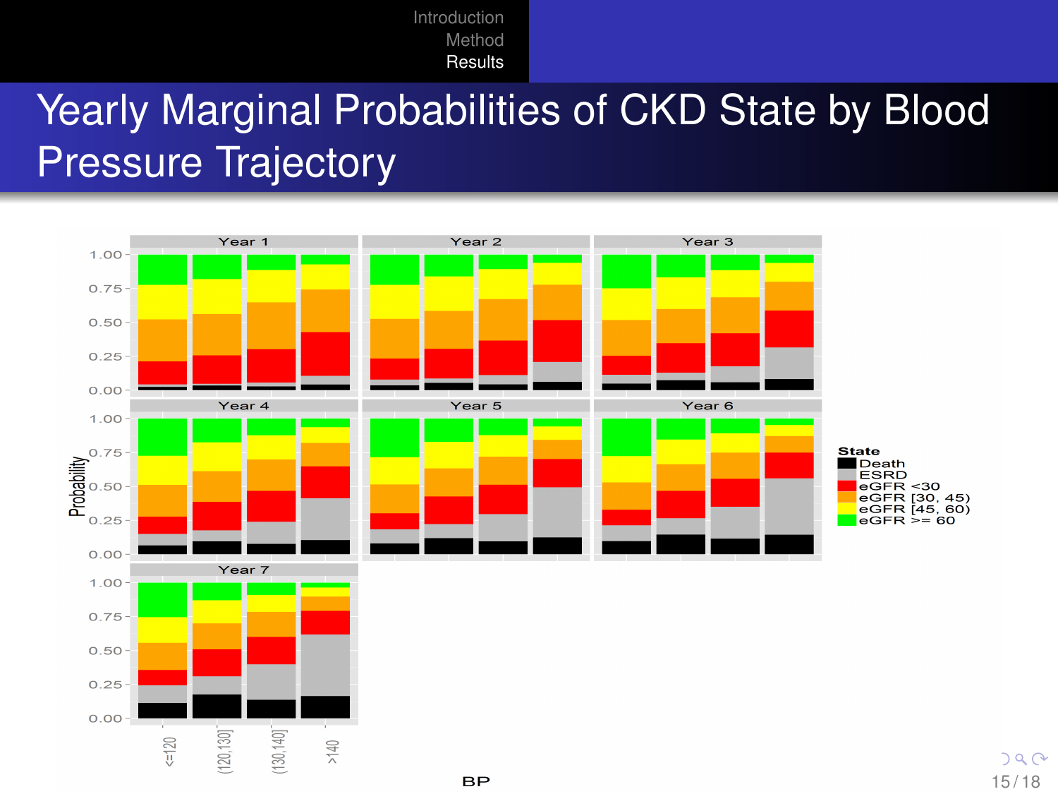# Yearly Marginal Probabilities of CKD State by Blood Pressure Trajectory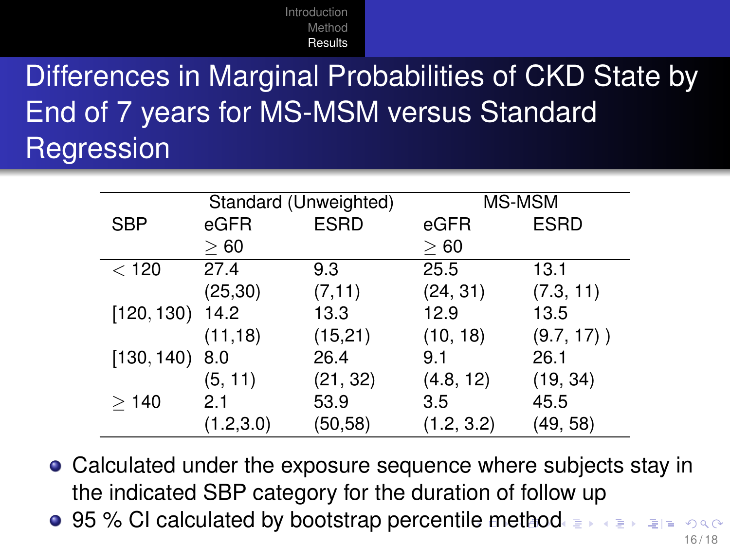## Differences in Marginal Probabilities of CKD State by End of 7 years for MS-MSM versus Standard Regression

| | Standard (Unweighted) | | MS-MSM | |
|---|---|---|---|---|
| SBP | eGFR $\geq 60$ | ESRD | eGFR $\geq 60$ | ESRD |
| $< 120$ | 27.4 (25,30) | 9.3 (7,11) | 25.5 (24, 31) | 13.1 (7.3, 11) |
| $[120, 130)$ | 14.2 (11,18) | 13.3 (15,21) | 12.9 (10, 18) | 13.5 (9.7, 17) ) |
| $[130, 140)$ | 8.0 (5, 11) | 26.4 (21, 32) | 9.1 (4.8, 12) | 26.1 (19, 34) |
| $\geq 140$ | 2.1 (1.2,3.0) | 53.9 (50,58) | 3.5 (1.2, 3.2) | 45.5 (49, 58) |

- Calculated under the exposure sequence where subjects stay in the indicated SBP category for the duration of follow up
- 95 % CI calculated by bootstrap percentile method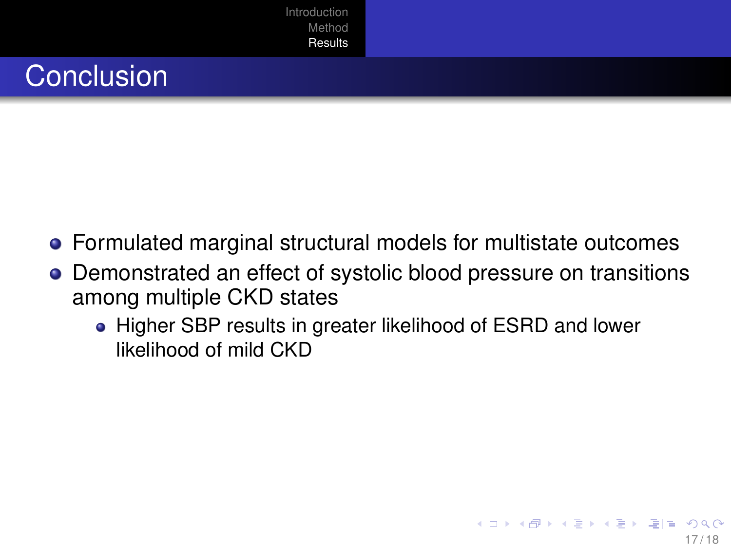# Conclusion

- Formulated marginal structural models for multistate outcomes
- Demonstrated an effect of systolic blood pressure on transitions among multiple CKD states
  - Higher SBP results in greater likelihood of ESRD and lower likelihood of mild CKD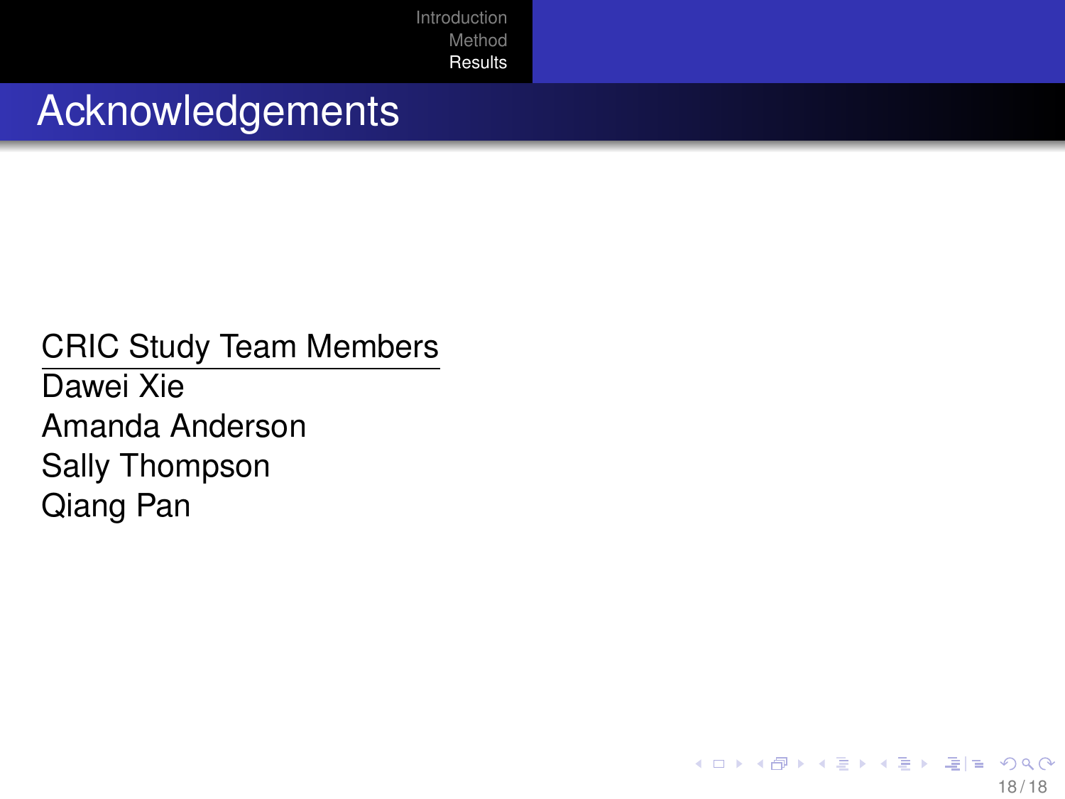# Acknowledgements

CRIC Study Team Members

Dawei Xie

Amanda Anderson

Sally Thompson

Qiang Pan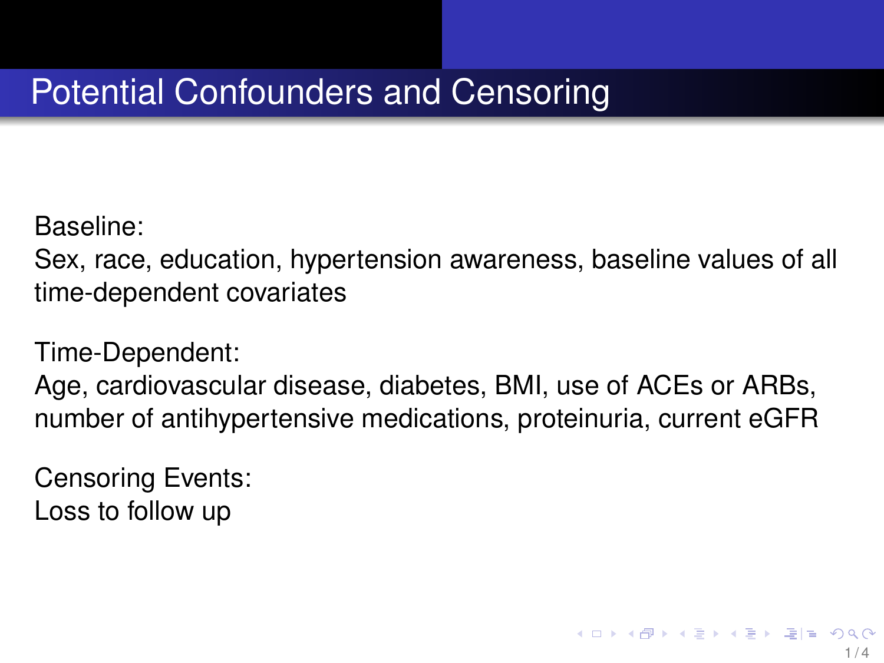# Potential Confounders and Censoring

Baseline:
Sex, race, education, hypertension awareness, baseline values of all time-dependent covariates

Time-Dependent:
Age, cardiovascular disease, diabetes, BMI, use of ACEs or ARBs, number of antihypertensive medications, proteinuria, current eGFR

Censoring Events:
Loss to follow up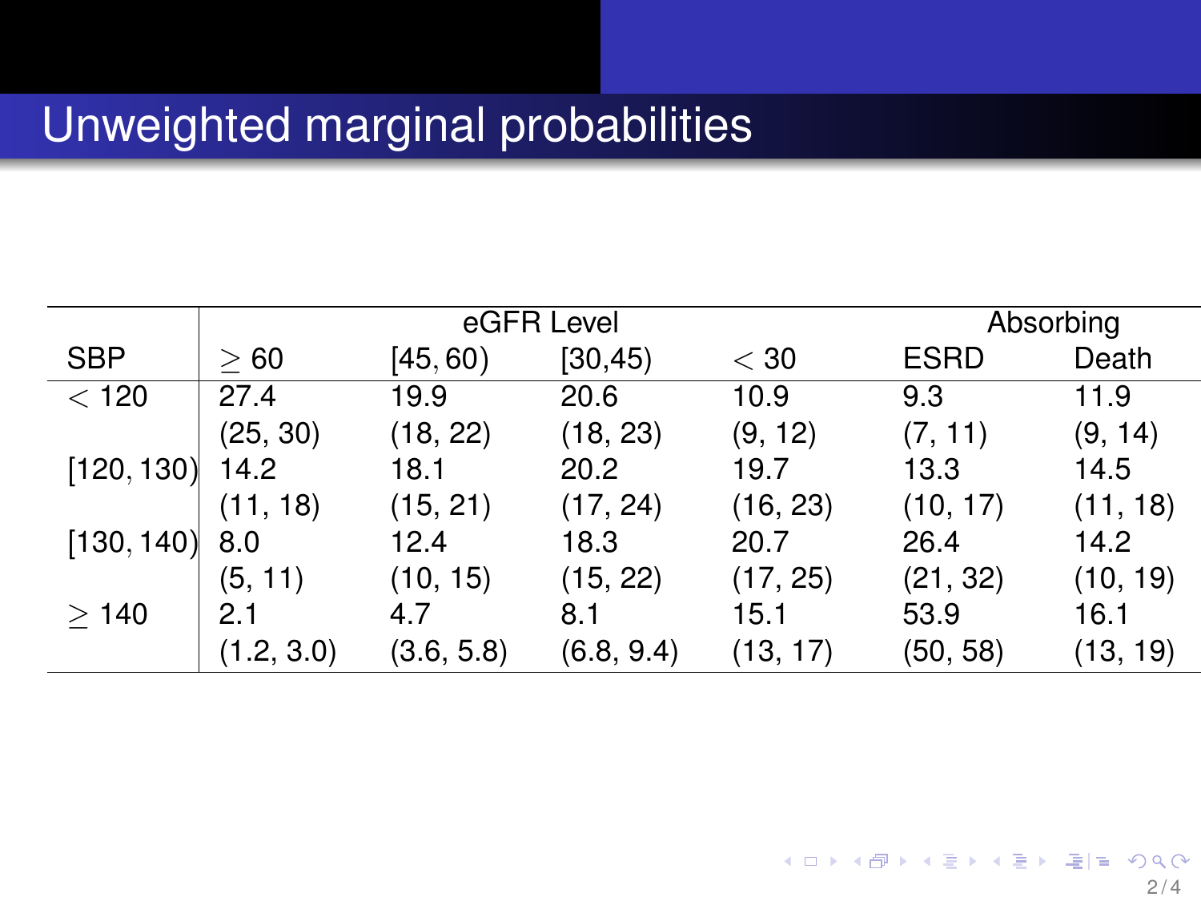# Unweighted marginal probabilities

| | eGFR Level | | | | Absorbing | |
|---|---|---|---|---|---|---|
| SBP | $\geq 60$ | $[45, 60)$ | [30,45) | $< 30$ | ESRD | Death |
| $< 120$ | 27.4 | 19.9 | 20.6 | 10.9 | 9.3 | 11.9 |
| | (25, 30) | (18, 22) | (18, 23) | (9, 12) | (7, 11) | (9, 14) |
| $[120, 130)$ | 14.2 | 18.1 | 20.2 | 19.7 | 13.3 | 14.5 |
| | (11, 18) | (15, 21) | (17, 24) | (16, 23) | (10, 17) | (11, 18) |
| $[130, 140)$ | 8.0 | 12.4 | 18.3 | 20.7 | 26.4 | 14.2 |
| | (5, 11) | (10, 15) | (15, 22) | (17, 25) | (21, 32) | (10, 19) |
| $\geq 140$ | 2.1 | 4.7 | 8.1 | 15.1 | 53.9 | 16.1 |
| | (1.2, 3.0) | (3.6, 5.8) | (6.8, 9.4) | (13, 17) | (50, 58) | (13, 19) |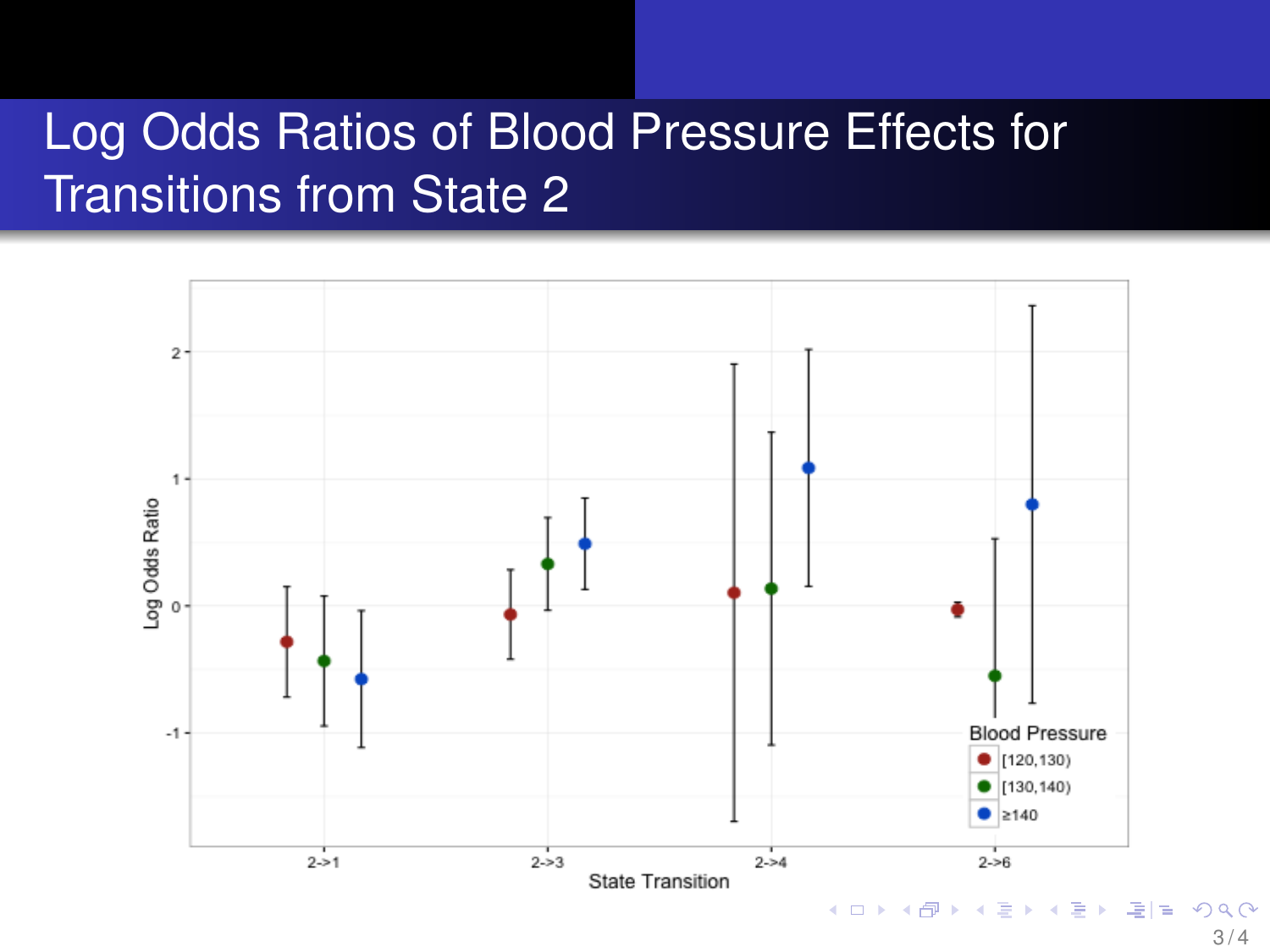# Log Odds Ratios of Blood Pressure Effects for Transitions from State 2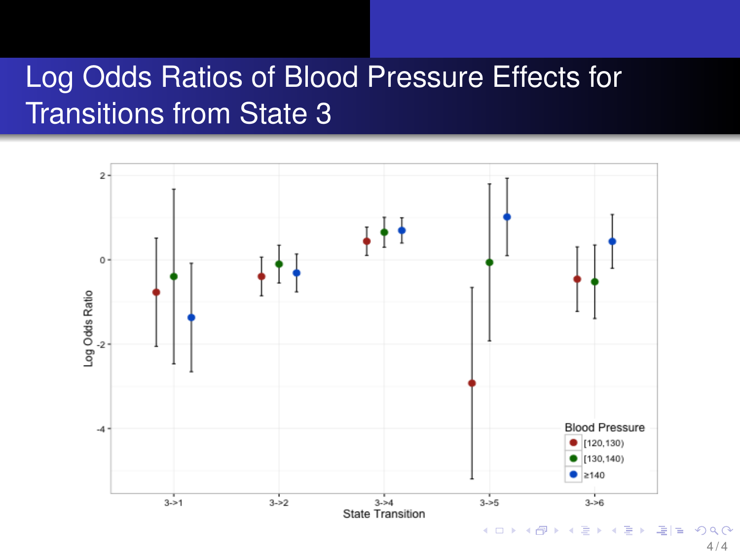# Log Odds Ratios of Blood Pressure Effects for Transitions from State 3

Log Odds Ratio

2

0

-2

-4

3->1

3->2

3->4

3->5

3->6

State Transition

Blood Pressure

[120,130)

[130,140)

≥140